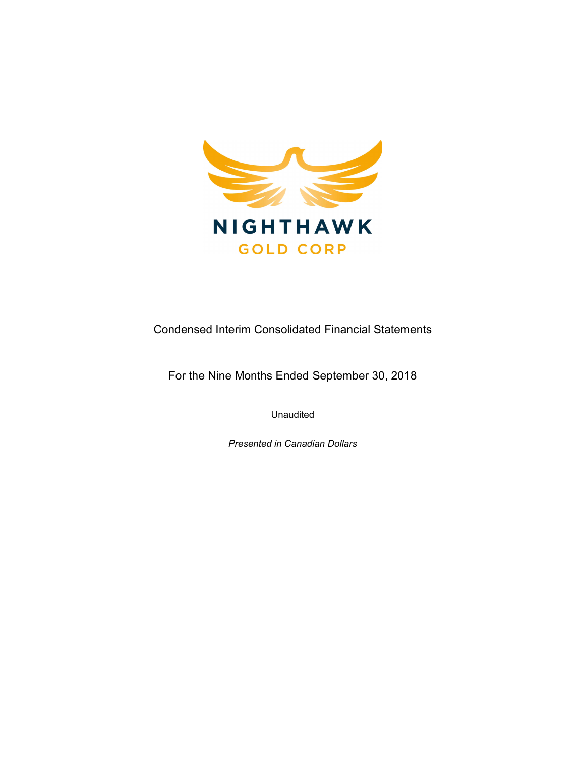NIGHTHAWK

GOLD CORP

Condensed Interim Consolidated Financial Statements

For the Nine Months Ended September 30, 2018

Unaudited

*Presented in Canadian Dollars*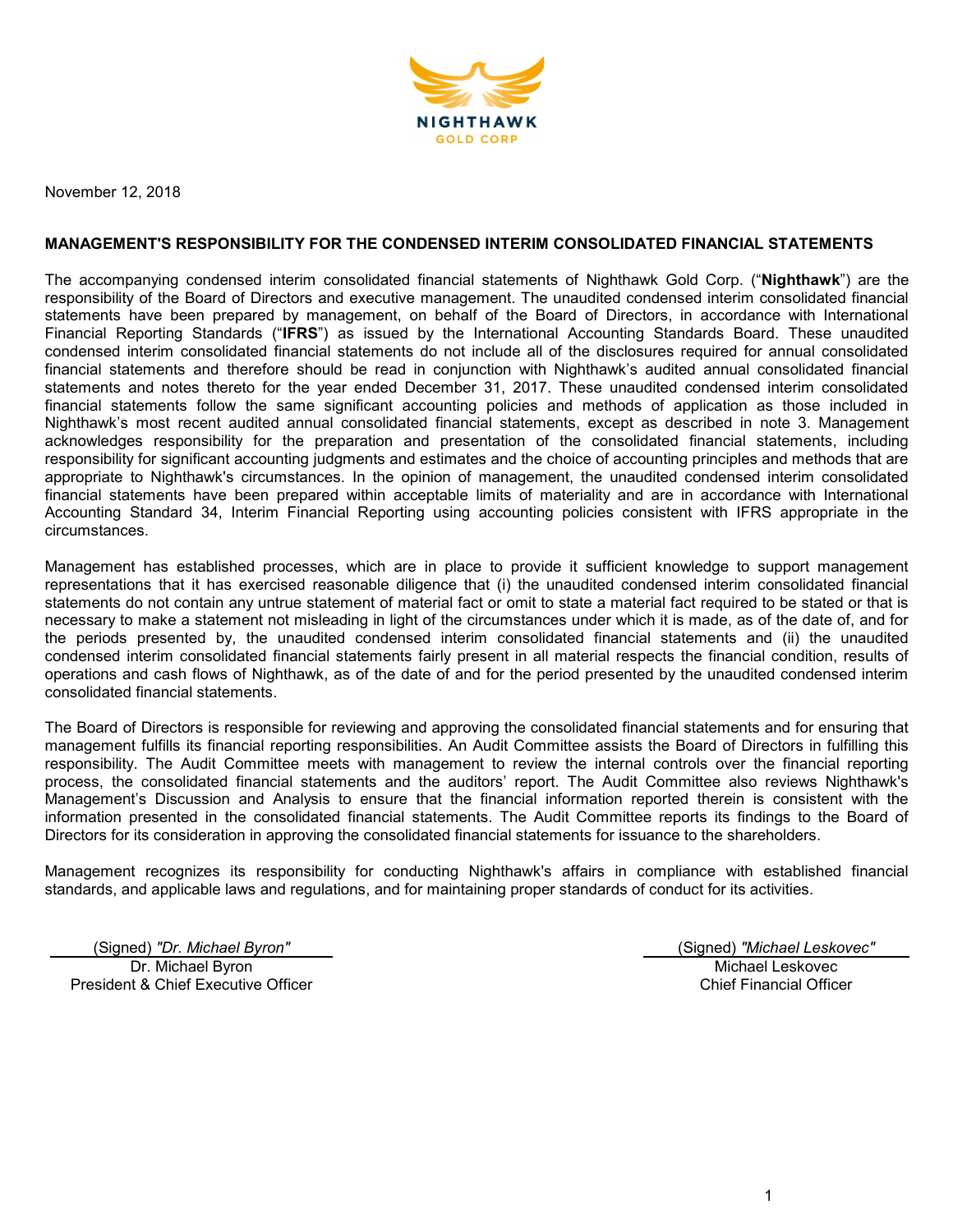NIGHTHAWK
GOLD CORP

November 12, 2018

## MANAGEMENT'S RESPONSIBILITY FOR THE CONDENSED INTERIM CONSOLIDATED FINANCIAL STATEMENTS

The accompanying condensed interim consolidated financial statements of Nighthawk Gold Corp. ("**Nighthawk**") are the responsibility of the Board of Directors and executive management. The unaudited condensed interim consolidated financial statements have been prepared by management, on behalf of the Board of Directors, in accordance with International Financial Reporting Standards ("**IFRS**") as issued by the International Accounting Standards Board. These unaudited condensed interim consolidated financial statements do not include all of the disclosures required for annual consolidated financial statements and therefore should be read in conjunction with Nighthawk's audited annual consolidated financial statements and notes thereto for the year ended December 31, 2017. These unaudited condensed interim consolidated financial statements follow the same significant accounting policies and methods of application as those included in Nighthawk's most recent audited annual consolidated financial statements, except as described in note 3. Management acknowledges responsibility for the preparation and presentation of the consolidated financial statements, including responsibility for significant accounting judgments and estimates and the choice of accounting principles and methods that are appropriate to Nighthawk's circumstances. In the opinion of management, the unaudited condensed interim consolidated financial statements have been prepared within acceptable limits of materiality and are in accordance with International Accounting Standard 34, Interim Financial Reporting using accounting policies consistent with IFRS appropriate in the circumstances.

Management has established processes, which are in place to provide it sufficient knowledge to support management representations that it has exercised reasonable diligence that (i) the unaudited condensed interim consolidated financial statements do not contain any untrue statement of material fact or omit to state a material fact required to be stated or that is necessary to make a statement not misleading in light of the circumstances under which it is made, as of the date of, and for the periods presented by, the unaudited condensed interim consolidated financial statements and (ii) the unaudited condensed interim consolidated financial statements fairly present in all material respects the financial condition, results of operations and cash flows of Nighthawk, as of the date of and for the period presented by the unaudited condensed interim consolidated financial statements.

The Board of Directors is responsible for reviewing and approving the consolidated financial statements and for ensuring that management fulfills its financial reporting responsibilities. An Audit Committee assists the Board of Directors in fulfilling this responsibility. The Audit Committee meets with management to review the internal controls over the financial reporting process, the consolidated financial statements and the auditors' report. The Audit Committee also reviews Nighthawk's Management's Discussion and Analysis to ensure that the financial information reported therein is consistent with the information presented in the consolidated financial statements. The Audit Committee reports its findings to the Board of Directors for its consideration in approving the consolidated financial statements for issuance to the shareholders.

Management recognizes its responsibility for conducting Nighthawk's affairs in compliance with established financial standards, and applicable laws and regulations, and for maintaining proper standards of conduct for its activities.

(Signed) *"Dr. Michael Byron"*
Dr. Michael Byron
President & Chief Executive Officer

(Signed) *"Michael Leskovec"*
Michael Leskovec
Chief Financial Officer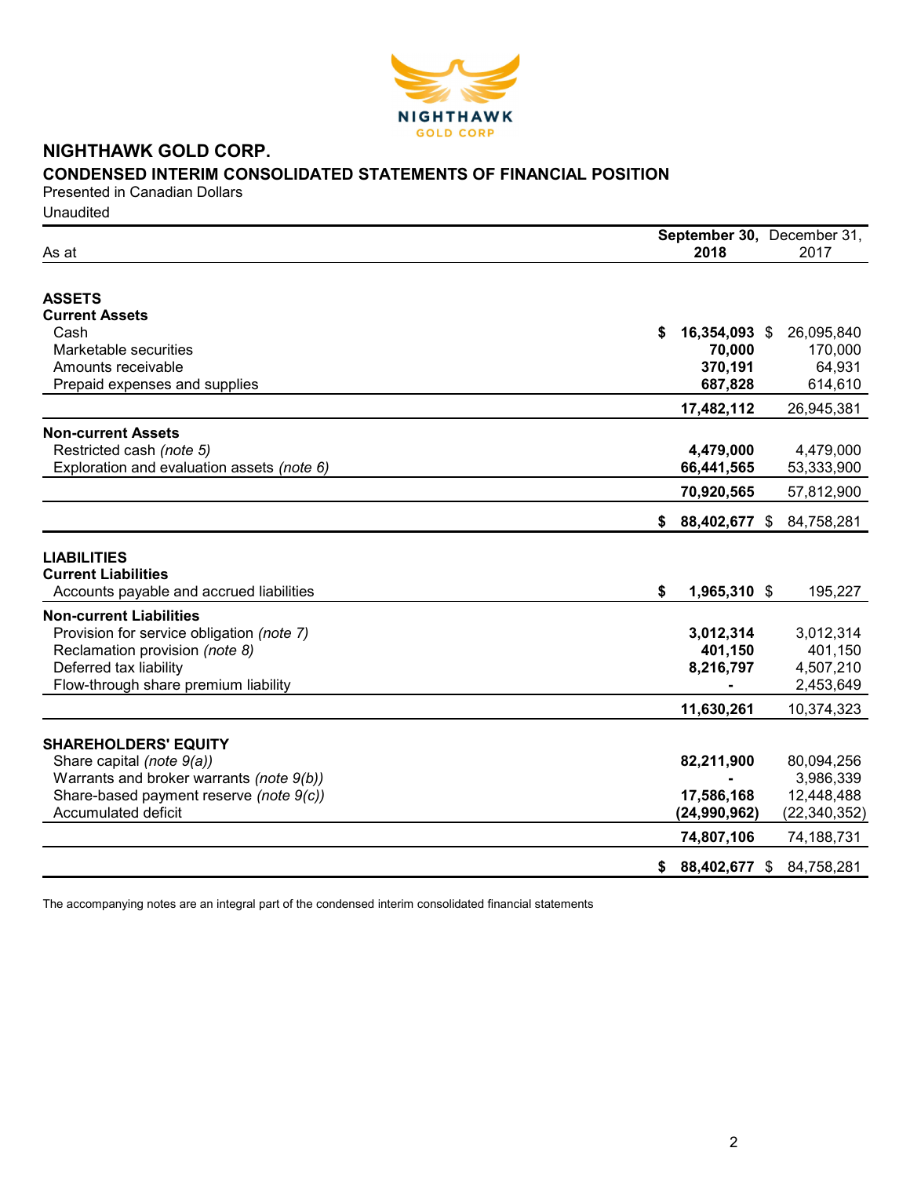# NIGHTHAWK GOLD CORP.

## CONDENSED INTERIM CONSOLIDATED STATEMENTS OF FINANCIAL POSITION

Presented in Canadian Dollars

Unaudited

| As at | September 30, 2018 | December 31, 2017 |
|---|---|---|
| **ASSETS** | | |
| **Current Assets** | | |
| Cash | **$ 16,354,093** | $ 26,095,840 |
| Marketable securities | **70,000** | 170,000 |
| Amounts receivable | **370,191** | 64,931 |
| Prepaid expenses and supplies | **687,828** | 614,610 |
| | **17,482,112** | 26,945,381 |
| **Non-current Assets** | | |
| Restricted cash *(note 5)* | **4,479,000** | 4,479,000 |
| Exploration and evaluation assets *(note 6)* | **66,441,565** | 53,333,900 |
| | **70,920,565** | 57,812,900 |
| | **$ 88,402,677** | $ 84,758,281 |
| **LIABILITIES** | | |
| **Current Liabilities** | | |
| Accounts payable and accrued liabilities | **$ 1,965,310** | $ 195,227 |
| **Non-current Liabilities** | | |
| Provision for service obligation *(note 7)* | **3,012,314** | 3,012,314 |
| Reclamation provision *(note 8)* | **401,150** | 401,150 |
| Deferred tax liability | **8,216,797** | 4,507,210 |
| Flow-through share premium liability | **-** | 2,453,649 |
| | **11,630,261** | 10,374,323 |
| **SHAREHOLDERS' EQUITY** | | |
| Share capital *(note 9(a))* | **82,211,900** | 80,094,256 |
| Warrants and broker warrants *(note 9(b))* | **-** | 3,986,339 |
| Share-based payment reserve *(note 9(c))* | **17,586,168** | 12,448,488 |
| Accumulated deficit | **(24,990,962)** | (22,340,352) |
| | **74,807,106** | 74,188,731 |
| | **$ 88,402,677** | $ 84,758,281 |

The accompanying notes are an integral part of the condensed interim consolidated financial statements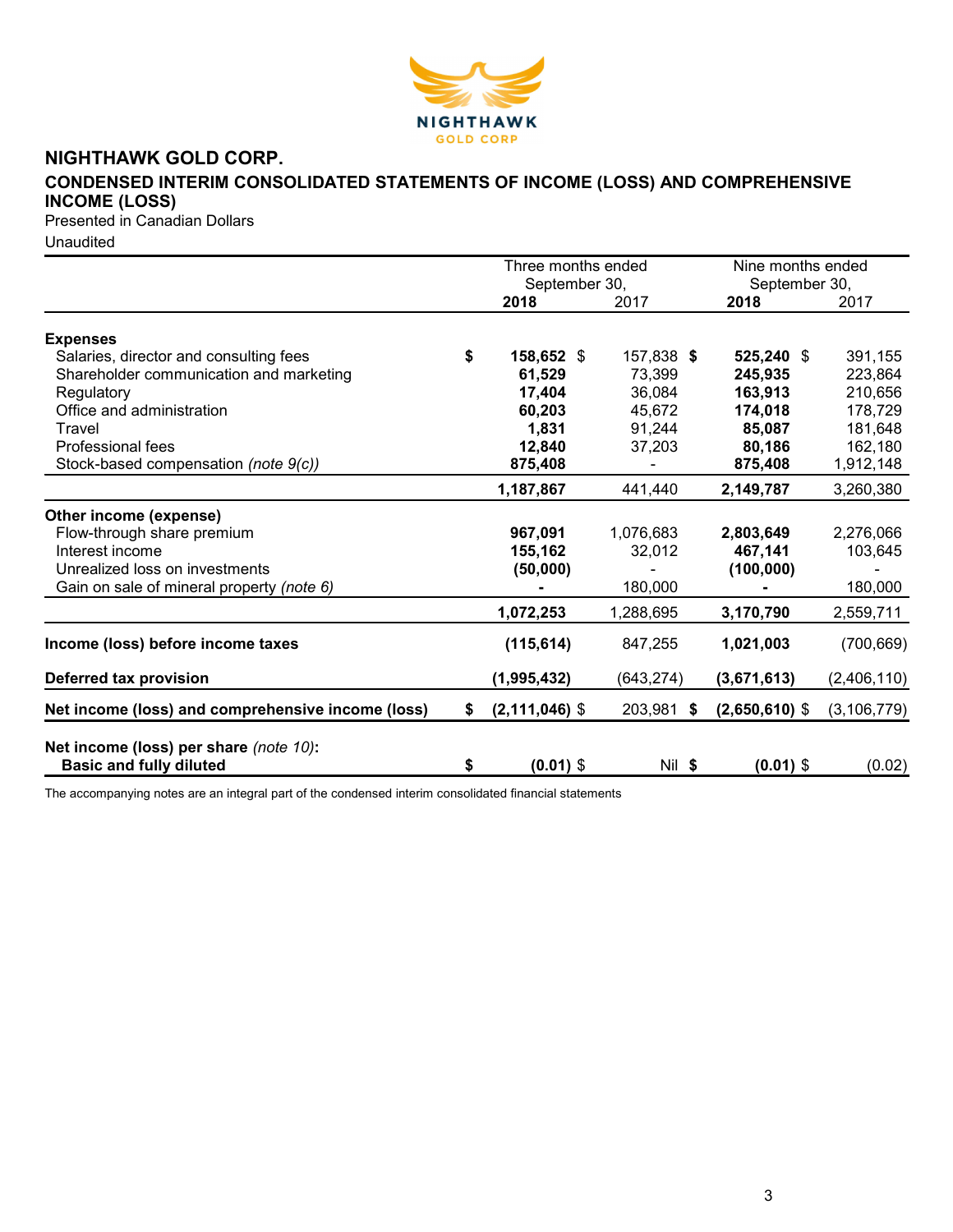# NIGHTHAWK GOLD CORP.

## CONDENSED INTERIM CONSOLIDATED STATEMENTS OF INCOME (LOSS) AND COMPREHENSIVE INCOME (LOSS)

Presented in Canadian Dollars

Unaudited

| | Three months ended September 30, | | Nine months ended September 30, | |
|---|---|---|---|---|
| | **2018** | 2017 | **2018** | 2017 |
| **Expenses** | | | | |
| Salaries, director and consulting fees | **$ 158,652** | $ 157,838 | **$ 525,240** | $ 391,155 |
| Shareholder communication and marketing | **61,529** | 73,399 | **245,935** | 223,864 |
| Regulatory | **17,404** | 36,084 | **163,913** | 210,656 |
| Office and administration | **60,203** | 45,672 | **174,018** | 178,729 |
| Travel | **1,831** | 91,244 | **85,087** | 181,648 |
| Professional fees | **12,840** | 37,203 | **80,186** | 162,180 |
| Stock-based compensation *(note 9(c))* | **875,408** | - | **875,408** | 1,912,148 |
| | **1,187,867** | 441,440 | **2,149,787** | 3,260,380 |
| **Other income (expense)** | | | | |
| Flow-through share premium | **967,091** | 1,076,683 | **2,803,649** | 2,276,066 |
| Interest income | **155,162** | 32,012 | **467,141** | 103,645 |
| Unrealized loss on investments | **(50,000)** | - | **(100,000)** | - |
| Gain on sale of mineral property *(note 6)* | **-** | 180,000 | **-** | 180,000 |
| | **1,072,253** | 1,288,695 | **3,170,790** | 2,559,711 |
| **Income (loss) before income taxes** | **(115,614)** | 847,255 | **1,021,003** | (700,669) |
| **Deferred tax provision** | **(1,995,432)** | (643,274) | **(3,671,613)** | (2,406,110) |
| **Net income (loss) and comprehensive income (loss)** | **$ (2,111,046)** | $ 203,981 | **$ (2,650,610)** | $ (3,106,779) |
| **Net income (loss) per share** *(note 10)***:** | | | | |
| **Basic and fully diluted** | **$ (0.01)** | $ Nil | **$ (0.01)** | $ (0.02) |

The accompanying notes are an integral part of the condensed interim consolidated financial statements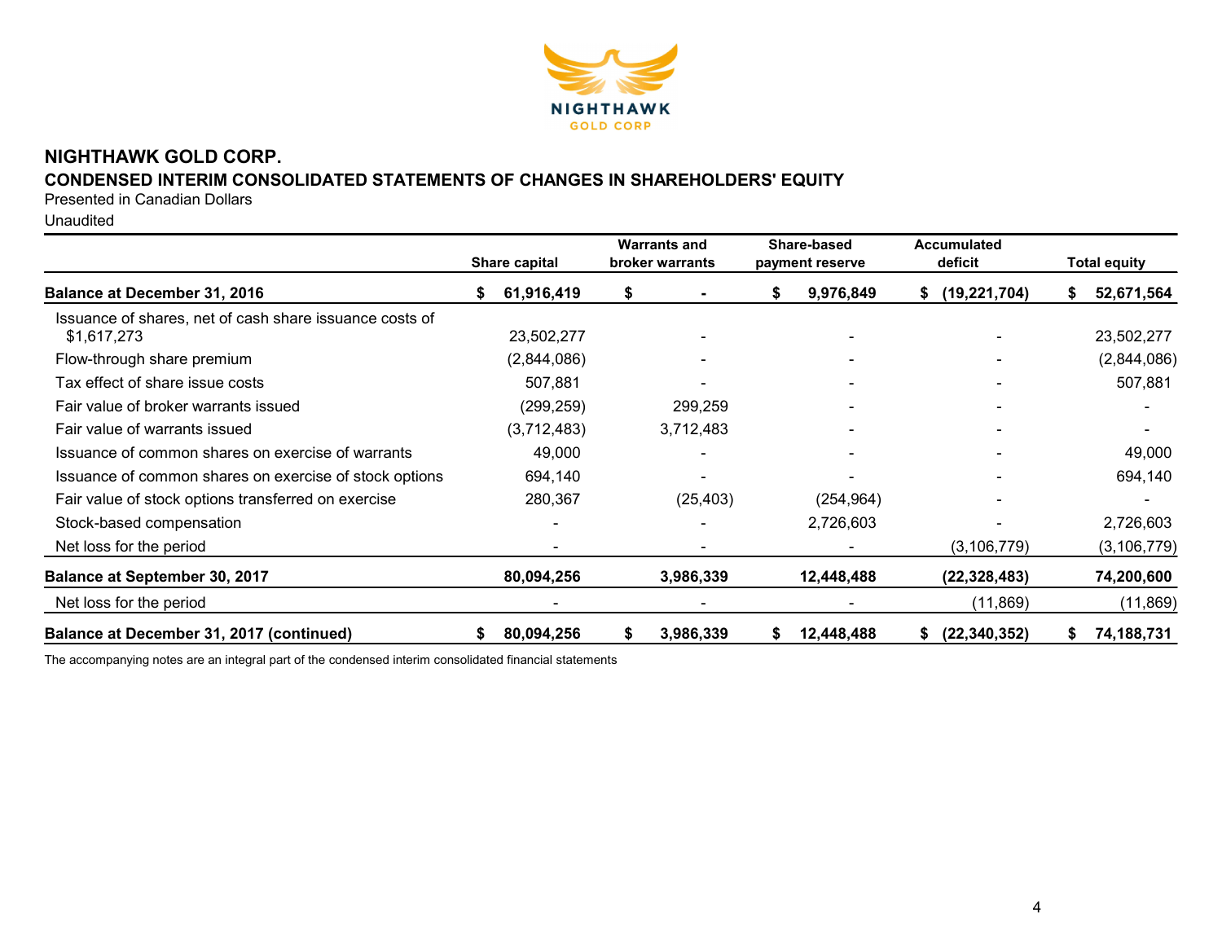## NIGHTHAWK GOLD CORP.

### CONDENSED INTERIM CONSOLIDATED STATEMENTS OF CHANGES IN SHAREHOLDERS' EQUITY

Presented in Canadian Dollars

Unaudited

| | Share capital | Warrants and broker warrants | Share-based payment reserve | Accumulated deficit | Total equity |
|---|---|---|---|---|---|
| **Balance at December 31, 2016** | **$ 61,916,419** | **$ -** | **$ 9,976,849** | **$ (19,221,704)** | **$ 52,671,564** |
| Issuance of shares, net of cash share issuance costs of $1,617,273 | 23,502,277 | - | - | - | 23,502,277 |
| Flow-through share premium | (2,844,086) | - | - | - | (2,844,086) |
| Tax effect of share issue costs | 507,881 | - | - | - | 507,881 |
| Fair value of broker warrants issued | (299,259) | 299,259 | - | - | - |
| Fair value of warrants issued | (3,712,483) | 3,712,483 | - | - | - |
| Issuance of common shares on exercise of warrants | 49,000 | - | - | - | 49,000 |
| Issuance of common shares on exercise of stock options | 694,140 | - | - | - | 694,140 |
| Fair value of stock options transferred on exercise | 280,367 | (25,403) | (254,964) | - | - |
| Stock-based compensation | - | - | 2,726,603 | - | 2,726,603 |
| Net loss for the period | - | - | - | (3,106,779) | (3,106,779) |
| **Balance at September 30, 2017** | **80,094,256** | **3,986,339** | **12,448,488** | **(22,328,483)** | **74,200,600** |
| Net loss for the period | - | - | - | (11,869) | (11,869) |
| **Balance at December 31, 2017 (continued)** | **$ 80,094,256** | **$ 3,986,339** | **$ 12,448,488** | **$ (22,340,352)** | **$ 74,188,731** |

The accompanying notes are an integral part of the condensed interim consolidated financial statements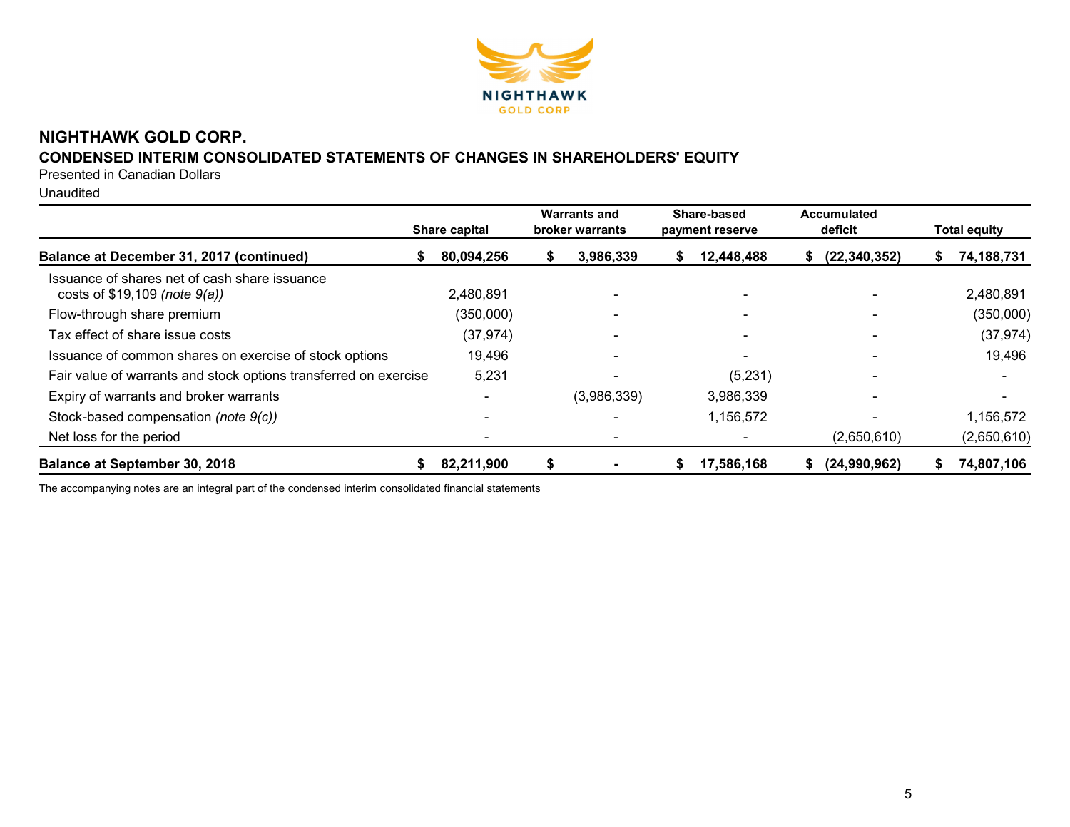# NIGHTHAWK GOLD CORP.

## CONDENSED INTERIM CONSOLIDATED STATEMENTS OF CHANGES IN SHAREHOLDERS' EQUITY

Presented in Canadian Dollars

Unaudited

| | Share capital | Warrants and broker warrants | Share-based payment reserve | Accumulated deficit | Total equity |
|---|---|---|---|---|---|
| **Balance at December 31, 2017 (continued)** | **$ 80,094,256** | **$ 3,986,339** | **$ 12,448,488** | **$ (22,340,352)** | **$ 74,188,731** |
| Issuance of shares net of cash share issuance costs of $19,109 *(note 9(a))* | 2,480,891 | - | - | - | 2,480,891 |
| Flow-through share premium | (350,000) | - | - | - | (350,000) |
| Tax effect of share issue costs | (37,974) | - | - | - | (37,974) |
| Issuance of common shares on exercise of stock options | 19,496 | - | - | - | 19,496 |
| Fair value of warrants and stock options transferred on exercise | 5,231 | - | (5,231) | - | - |
| Expiry of warrants and broker warrants | - | (3,986,339) | 3,986,339 | - | - |
| Stock-based compensation *(note 9(c))* | - | - | 1,156,572 | - | 1,156,572 |
| Net loss for the period | - | - | - | (2,650,610) | (2,650,610) |
| **Balance at September 30, 2018** | **$ 82,211,900** | **$ -** | **$ 17,586,168** | **$ (24,990,962)** | **$ 74,807,106** |

The accompanying notes are an integral part of the condensed interim consolidated financial statements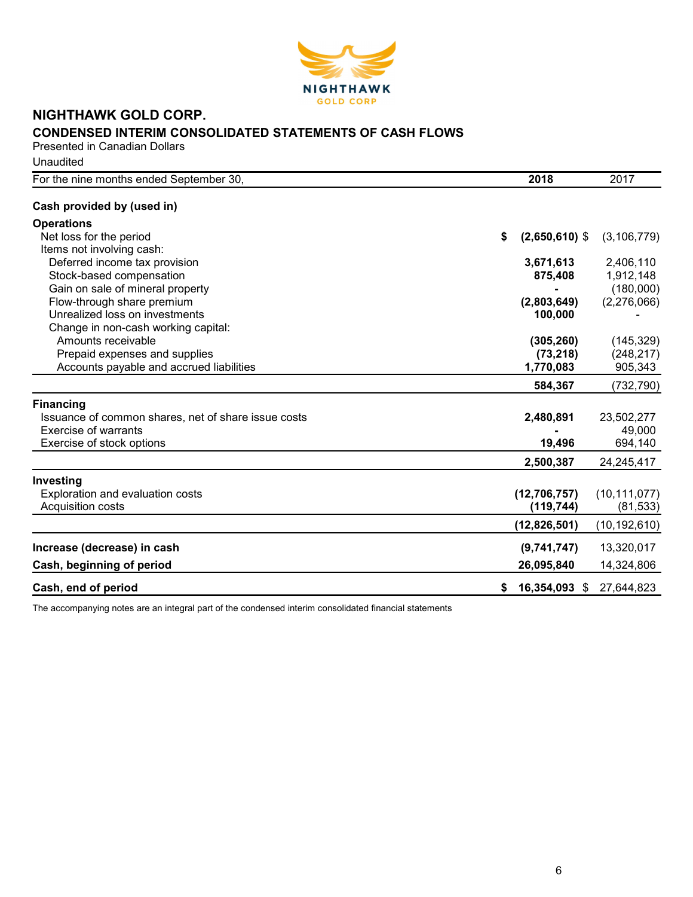# NIGHTHAWK GOLD CORP.

## CONDENSED INTERIM CONSOLIDATED STATEMENTS OF CASH FLOWS

Presented in Canadian Dollars

Unaudited

| For the nine months ended September 30, | 2018 | 2017 |
|---|---|---|
| **Cash provided by (used in)** | | |
| **Operations** | | |
| Net loss for the period | **$ (2,650,610)** | $ (3,106,779) |
| Items not involving cash: | | |
| Deferred income tax provision | **3,671,613** | 2,406,110 |
| Stock-based compensation | **875,408** | 1,912,148 |
| Gain on sale of mineral property | **-** | (180,000) |
| Flow-through share premium | **(2,803,649)** | (2,276,066) |
| Unrealized loss on investments | **100,000** | - |
| Change in non-cash working capital: | | |
| Amounts receivable | **(305,260)** | (145,329) |
| Prepaid expenses and supplies | **(73,218)** | (248,217) |
| Accounts payable and accrued liabilities | **1,770,083** | 905,343 |
| | **584,367** | (732,790) |
| **Financing** | | |
| Issuance of common shares, net of share issue costs | **2,480,891** | 23,502,277 |
| Exercise of warrants | **-** | 49,000 |
| Exercise of stock options | **19,496** | 694,140 |
| | **2,500,387** | 24,245,417 |
| **Investing** | | |
| Exploration and evaluation costs | **(12,706,757)** | (10,111,077) |
| Acquisition costs | **(119,744)** | (81,533) |
| | **(12,826,501)** | (10,192,610) |
| **Increase (decrease) in cash** | **(9,741,747)** | 13,320,017 |
| **Cash, beginning of period** | **26,095,840** | 14,324,806 |
| **Cash, end of period** | **$ 16,354,093** | $ 27,644,823 |

The accompanying notes are an integral part of the condensed interim consolidated financial statements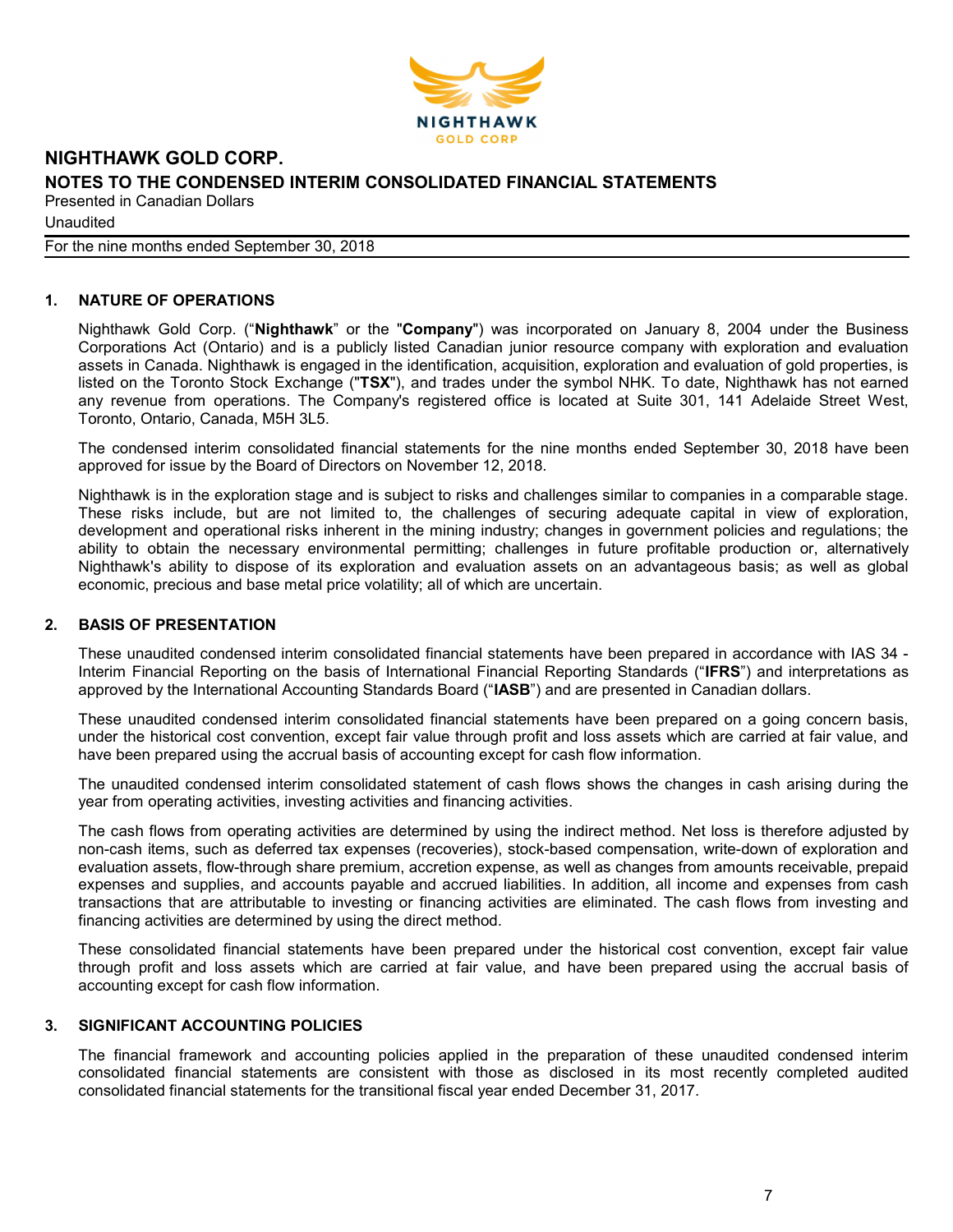# NIGHTHAWK GOLD CORP.

## NOTES TO THE CONDENSED INTERIM CONSOLIDATED FINANCIAL STATEMENTS

Presented in Canadian Dollars

Unaudited

For the nine months ended September 30, 2018

### 1. NATURE OF OPERATIONS

Nighthawk Gold Corp. ("**Nighthawk**" or the "**Company**") was incorporated on January 8, 2004 under the Business Corporations Act (Ontario) and is a publicly listed Canadian junior resource company with exploration and evaluation assets in Canada. Nighthawk is engaged in the identification, acquisition, exploration and evaluation of gold properties, is listed on the Toronto Stock Exchange ("**TSX**"), and trades under the symbol NHK. To date, Nighthawk has not earned any revenue from operations. The Company's registered office is located at Suite 301, 141 Adelaide Street West, Toronto, Ontario, Canada, M5H 3L5.

The condensed interim consolidated financial statements for the nine months ended September 30, 2018 have been approved for issue by the Board of Directors on November 12, 2018.

Nighthawk is in the exploration stage and is subject to risks and challenges similar to companies in a comparable stage. These risks include, but are not limited to, the challenges of securing adequate capital in view of exploration, development and operational risks inherent in the mining industry; changes in government policies and regulations; the ability to obtain the necessary environmental permitting; challenges in future profitable production or, alternatively Nighthawk's ability to dispose of its exploration and evaluation assets on an advantageous basis; as well as global economic, precious and base metal price volatility; all of which are uncertain.

### 2. BASIS OF PRESENTATION

These unaudited condensed interim consolidated financial statements have been prepared in accordance with IAS 34 - Interim Financial Reporting on the basis of International Financial Reporting Standards ("**IFRS**") and interpretations as approved by the International Accounting Standards Board ("**IASB**") and are presented in Canadian dollars.

These unaudited condensed interim consolidated financial statements have been prepared on a going concern basis, under the historical cost convention, except fair value through profit and loss assets which are carried at fair value, and have been prepared using the accrual basis of accounting except for cash flow information.

The unaudited condensed interim consolidated statement of cash flows shows the changes in cash arising during the year from operating activities, investing activities and financing activities.

The cash flows from operating activities are determined by using the indirect method. Net loss is therefore adjusted by non-cash items, such as deferred tax expenses (recoveries), stock-based compensation, write-down of exploration and evaluation assets, flow-through share premium, accretion expense, as well as changes from amounts receivable, prepaid expenses and supplies, and accounts payable and accrued liabilities. In addition, all income and expenses from cash transactions that are attributable to investing or financing activities are eliminated. The cash flows from investing and financing activities are determined by using the direct method.

These consolidated financial statements have been prepared under the historical cost convention, except fair value through profit and loss assets which are carried at fair value, and have been prepared using the accrual basis of accounting except for cash flow information.

### 3. SIGNIFICANT ACCOUNTING POLICIES

The financial framework and accounting policies applied in the preparation of these unaudited condensed interim consolidated financial statements are consistent with those as disclosed in its most recently completed audited consolidated financial statements for the transitional fiscal year ended December 31, 2017.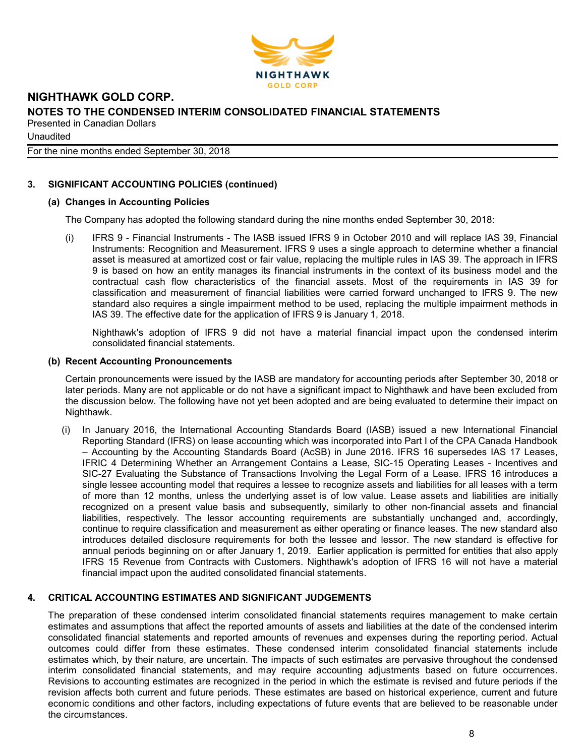## 3. SIGNIFICANT ACCOUNTING POLICIES (continued)

### (a) Changes in Accounting Policies

The Company has adopted the following standard during the nine months ended September 30, 2018:

(i) IFRS 9 - Financial Instruments - The IASB issued IFRS 9 in October 2010 and will replace IAS 39, Financial Instruments: Recognition and Measurement. IFRS 9 uses a single approach to determine whether a financial asset is measured at amortized cost or fair value, replacing the multiple rules in IAS 39. The approach in IFRS 9 is based on how an entity manages its financial instruments in the context of its business model and the contractual cash flow characteristics of the financial assets. Most of the requirements in IAS 39 for classification and measurement of financial liabilities were carried forward unchanged to IFRS 9. The new standard also requires a single impairment method to be used, replacing the multiple impairment methods in IAS 39. The effective date for the application of IFRS 9 is January 1, 2018.

Nighthawk's adoption of IFRS 9 did not have a material financial impact upon the condensed interim consolidated financial statements.

### (b) Recent Accounting Pronouncements

Certain pronouncements were issued by the IASB are mandatory for accounting periods after September 30, 2018 or later periods. Many are not applicable or do not have a significant impact to Nighthawk and have been excluded from the discussion below. The following have not yet been adopted and are being evaluated to determine their impact on Nighthawk.

(i) In January 2016, the International Accounting Standards Board (IASB) issued a new International Financial Reporting Standard (IFRS) on lease accounting which was incorporated into Part I of the CPA Canada Handbook – Accounting by the Accounting Standards Board (AcSB) in June 2016. IFRS 16 supersedes IAS 17 Leases, IFRIC 4 Determining Whether an Arrangement Contains a Lease, SIC-15 Operating Leases - Incentives and SIC-27 Evaluating the Substance of Transactions Involving the Legal Form of a Lease. IFRS 16 introduces a single lessee accounting model that requires a lessee to recognize assets and liabilities for all leases with a term of more than 12 months, unless the underlying asset is of low value. Lease assets and liabilities are initially recognized on a present value basis and subsequently, similarly to other non-financial assets and financial liabilities, respectively. The lessor accounting requirements are substantially unchanged and, accordingly, continue to require classification and measurement as either operating or finance leases. The new standard also introduces detailed disclosure requirements for both the lessee and lessor. The new standard is effective for annual periods beginning on or after January 1, 2019. Earlier application is permitted for entities that also apply IFRS 15 Revenue from Contracts with Customers. Nighthawk's adoption of IFRS 16 will not have a material financial impact upon the audited consolidated financial statements.

## 4. CRITICAL ACCOUNTING ESTIMATES AND SIGNIFICANT JUDGEMENTS

The preparation of these condensed interim consolidated financial statements requires management to make certain estimates and assumptions that affect the reported amounts of assets and liabilities at the date of the condensed interim consolidated financial statements and reported amounts of revenues and expenses during the reporting period. Actual outcomes could differ from these estimates. These condensed interim consolidated financial statements include estimates which, by their nature, are uncertain. The impacts of such estimates are pervasive throughout the condensed interim consolidated financial statements, and may require accounting adjustments based on future occurrences. Revisions to accounting estimates are recognized in the period in which the estimate is revised and future periods if the revision affects both current and future periods. These estimates are based on historical experience, current and future economic conditions and other factors, including expectations of future events that are believed to be reasonable under the circumstances.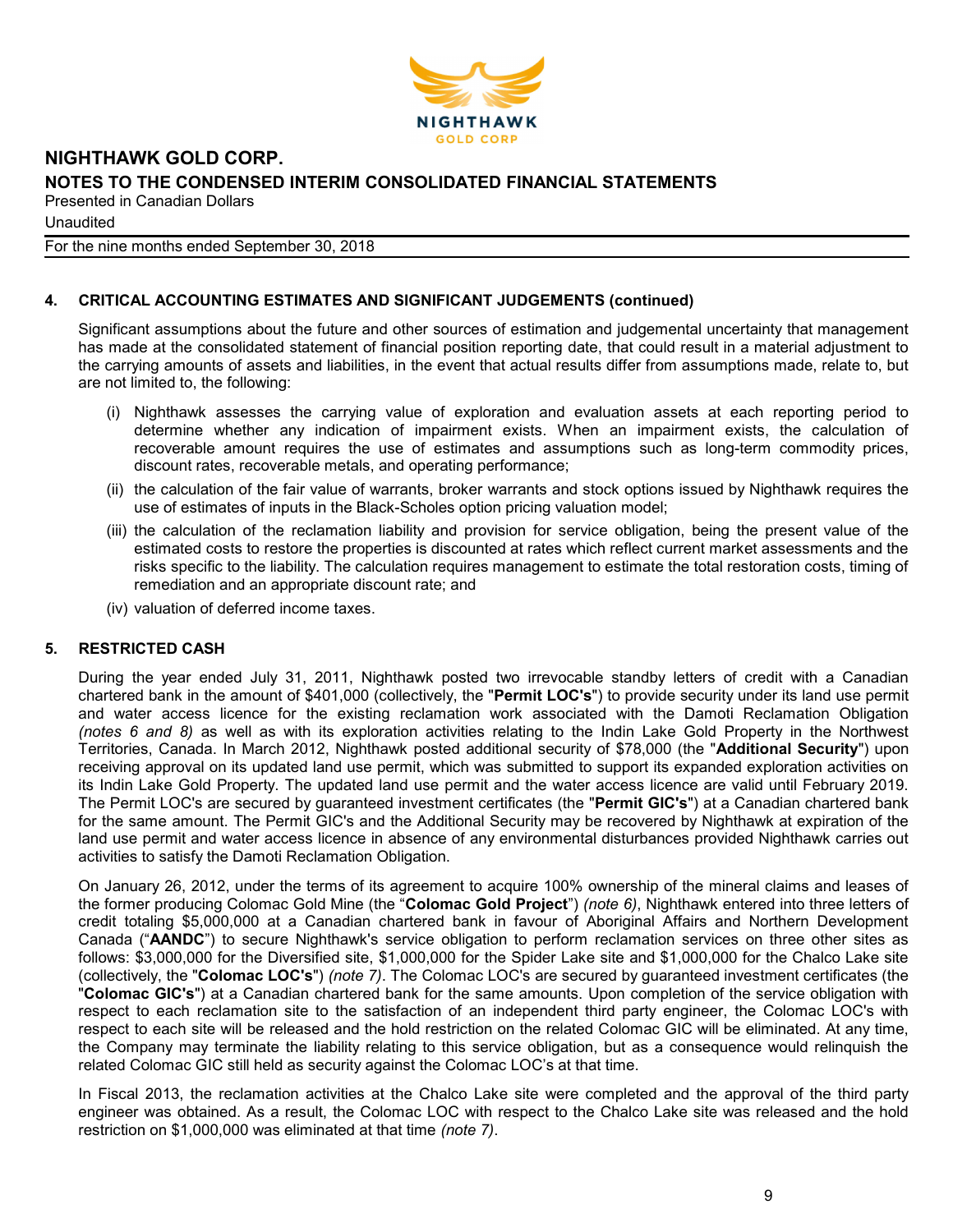## 4. CRITICAL ACCOUNTING ESTIMATES AND SIGNIFICANT JUDGEMENTS (continued)

Significant assumptions about the future and other sources of estimation and judgemental uncertainty that management has made at the consolidated statement of financial position reporting date, that could result in a material adjustment to the carrying amounts of assets and liabilities, in the event that actual results differ from assumptions made, relate to, but are not limited to, the following:

(i) Nighthawk assesses the carrying value of exploration and evaluation assets at each reporting period to determine whether any indication of impairment exists. When an impairment exists, the calculation of recoverable amount requires the use of estimates and assumptions such as long-term commodity prices, discount rates, recoverable metals, and operating performance;

(ii) the calculation of the fair value of warrants, broker warrants and stock options issued by Nighthawk requires the use of estimates of inputs in the Black-Scholes option pricing valuation model;

(iii) the calculation of the reclamation liability and provision for service obligation, being the present value of the estimated costs to restore the properties is discounted at rates which reflect current market assessments and the risks specific to the liability. The calculation requires management to estimate the total restoration costs, timing of remediation and an appropriate discount rate; and

(iv) valuation of deferred income taxes.

## 5. RESTRICTED CASH

During the year ended July 31, 2011, Nighthawk posted two irrevocable standby letters of credit with a Canadian chartered bank in the amount of $401,000 (collectively, the "**Permit LOC's**") to provide security under its land use permit and water access licence for the existing reclamation work associated with the Damoti Reclamation Obligation *(notes 6 and 8)* as well as with its exploration activities relating to the Indin Lake Gold Property in the Northwest Territories, Canada. In March 2012, Nighthawk posted additional security of $78,000 (the "**Additional Security**") upon receiving approval on its updated land use permit, which was submitted to support its expanded exploration activities on its Indin Lake Gold Property. The updated land use permit and the water access licence are valid until February 2019. The Permit LOC's are secured by guaranteed investment certificates (the "**Permit GIC's**") at a Canadian chartered bank for the same amount. The Permit GIC's and the Additional Security may be recovered by Nighthawk at expiration of the land use permit and water access licence in absence of any environmental disturbances provided Nighthawk carries out activities to satisfy the Damoti Reclamation Obligation.

On January 26, 2012, under the terms of its agreement to acquire 100% ownership of the mineral claims and leases of the former producing Colomac Gold Mine (the "**Colomac Gold Project**") *(note 6)*, Nighthawk entered into three letters of credit totaling $5,000,000 at a Canadian chartered bank in favour of Aboriginal Affairs and Northern Development Canada ("**AANDC**") to secure Nighthawk's service obligation to perform reclamation services on three other sites as follows: $3,000,000 for the Diversified site, $1,000,000 for the Spider Lake site and $1,000,000 for the Chalco Lake site (collectively, the "**Colomac LOC's**") *(note 7)*. The Colomac LOC's are secured by guaranteed investment certificates (the "**Colomac GIC's**") at a Canadian chartered bank for the same amounts. Upon completion of the service obligation with respect to each reclamation site to the satisfaction of an independent third party engineer, the Colomac LOC's with respect to each site will be released and the hold restriction on the related Colomac GIC will be eliminated. At any time, the Company may terminate the liability relating to this service obligation, but as a consequence would relinquish the related Colomac GIC still held as security against the Colomac LOC's at that time.

In Fiscal 2013, the reclamation activities at the Chalco Lake site were completed and the approval of the third party engineer was obtained. As a result, the Colomac LOC with respect to the Chalco Lake site was released and the hold restriction on $1,000,000 was eliminated at that time *(note 7)*.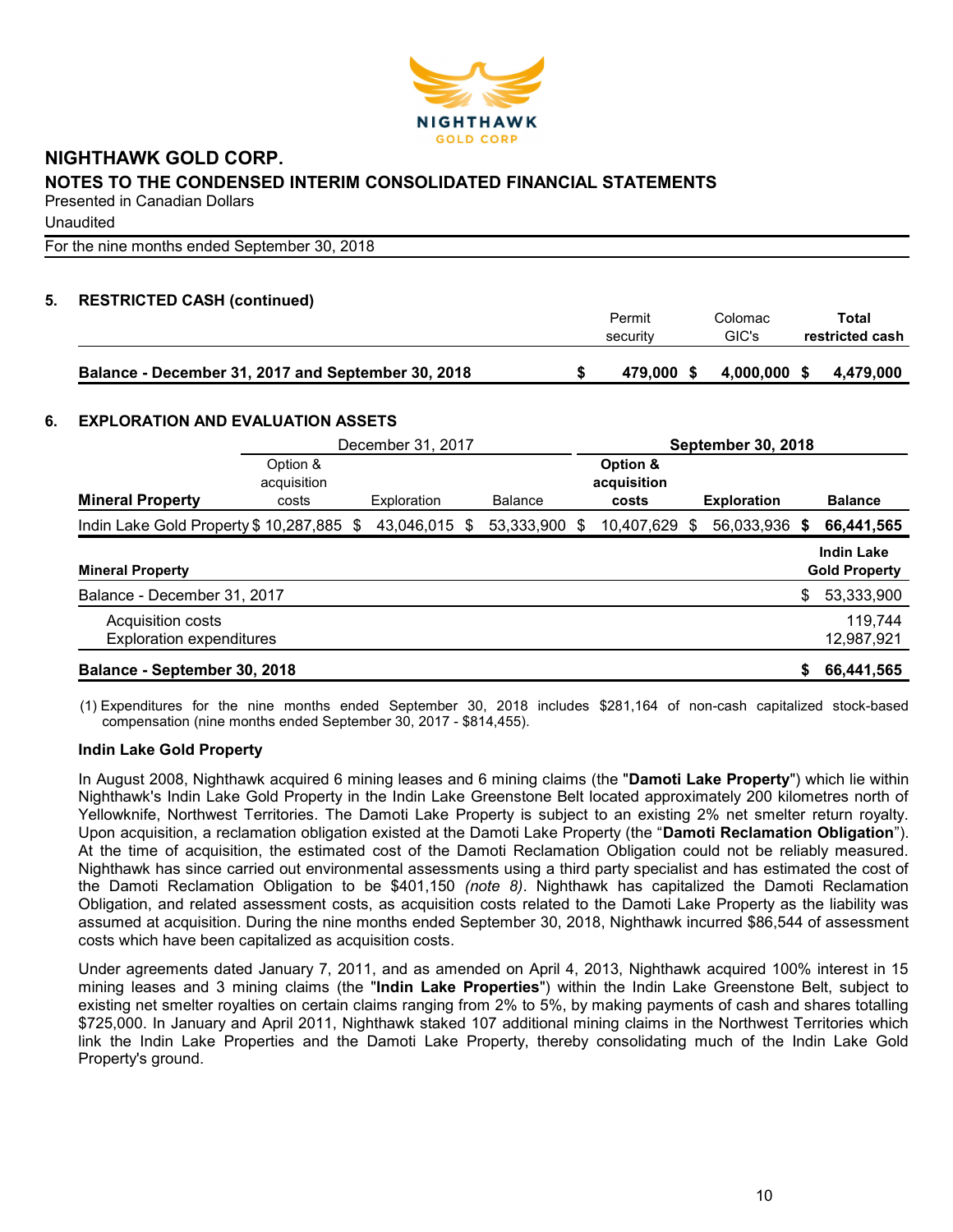# NIGHTHAWK GOLD CORP.

## NOTES TO THE CONDENSED INTERIM CONSOLIDATED FINANCIAL STATEMENTS

Presented in Canadian Dollars

Unaudited

For the nine months ended September 30, 2018

### 5. RESTRICTED CASH (continued)

| | Permit security | Colomac GIC's | Total restricted cash |
|---|---|---|---|
| **Balance - December 31, 2017 and September 30, 2018** | $ 479,000 | $ 4,000,000 | $ 4,479,000 |

### 6. EXPLORATION AND EVALUATION ASSETS

| | December 31, 2017 | | | **September 30, 2018** | | |
|---|---|---|---|---|---|---|
| **Mineral Property** | Option & acquisition costs | Exploration | Balance | **Option & acquisition costs** | **Exploration** | **Balance** |
| Indin Lake Gold Property | $ 10,287,885 | $ 43,046,015 | $ 53,333,900 | $ 10,407,629 | $ 56,033,936 | **$ 66,441,565** |

| **Mineral Property** | **Indin Lake Gold Property** |
|---|---|
| Balance - December 31, 2017 | $ 53,333,900 |
| Acquisition costs | 119,744 |
| Exploration expenditures | 12,987,921 |
| **Balance - September 30, 2018** | **$ 66,441,565** |

(1) Expenditures for the nine months ended September 30, 2018 includes $281,164 of non-cash capitalized stock-based compensation (nine months ended September 30, 2017 - $814,455).

**Indin Lake Gold Property**

In August 2008, Nighthawk acquired 6 mining leases and 6 mining claims (the "**Damoti Lake Property**") which lie within Nighthawk's Indin Lake Gold Property in the Indin Lake Greenstone Belt located approximately 200 kilometres north of Yellowknife, Northwest Territories. The Damoti Lake Property is subject to an existing 2% net smelter return royalty. Upon acquisition, a reclamation obligation existed at the Damoti Lake Property (the "**Damoti Reclamation Obligation**"). At the time of acquisition, the estimated cost of the Damoti Reclamation Obligation could not be reliably measured. Nighthawk has since carried out environmental assessments using a third party specialist and has estimated the cost of the Damoti Reclamation Obligation to be $401,150 *(note 8)*. Nighthawk has capitalized the Damoti Reclamation Obligation, and related assessment costs, as acquisition costs related to the Damoti Lake Property as the liability was assumed at acquisition. During the nine months ended September 30, 2018, Nighthawk incurred $86,544 of assessment costs which have been capitalized as acquisition costs.

Under agreements dated January 7, 2011, and as amended on April 4, 2013, Nighthawk acquired 100% interest in 15 mining leases and 3 mining claims (the "**Indin Lake Properties**") within the Indin Lake Greenstone Belt, subject to existing net smelter royalties on certain claims ranging from 2% to 5%, by making payments of cash and shares totalling $725,000. In January and April 2011, Nighthawk staked 107 additional mining claims in the Northwest Territories which link the Indin Lake Properties and the Damoti Lake Property, thereby consolidating much of the Indin Lake Gold Property's ground.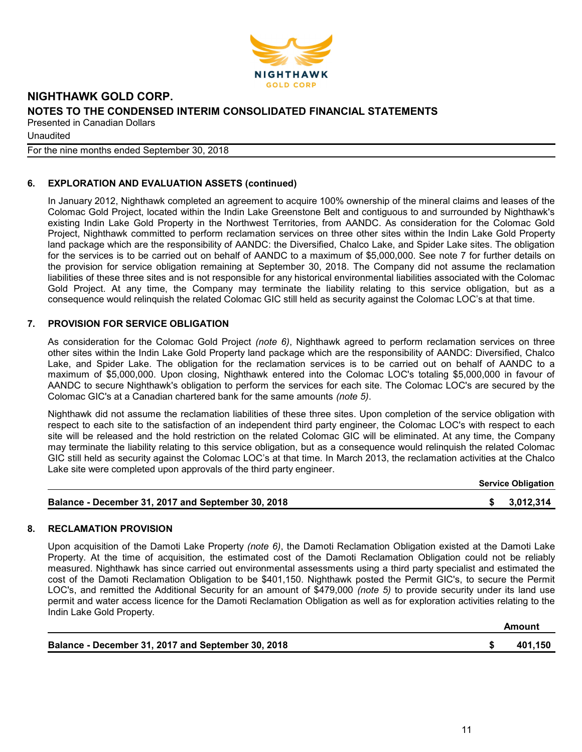## 6. EXPLORATION AND EVALUATION ASSETS (continued)

In January 2012, Nighthawk completed an agreement to acquire 100% ownership of the mineral claims and leases of the Colomac Gold Project, located within the Indin Lake Greenstone Belt and contiguous to and surrounded by Nighthawk's existing Indin Lake Gold Property in the Northwest Territories, from AANDC. As consideration for the Colomac Gold Project, Nighthawk committed to perform reclamation services on three other sites within the Indin Lake Gold Property land package which are the responsibility of AANDC: the Diversified, Chalco Lake, and Spider Lake sites. The obligation for the services is to be carried out on behalf of AANDC to a maximum of $5,000,000. See note 7 for further details on the provision for service obligation remaining at September 30, 2018. The Company did not assume the reclamation liabilities of these three sites and is not responsible for any historical environmental liabilities associated with the Colomac Gold Project. At any time, the Company may terminate the liability relating to this service obligation, but as a consequence would relinquish the related Colomac GIC still held as security against the Colomac LOC's at that time.

## 7. PROVISION FOR SERVICE OBLIGATION

As consideration for the Colomac Gold Project *(note 6)*, Nighthawk agreed to perform reclamation services on three other sites within the Indin Lake Gold Property land package which are the responsibility of AANDC: Diversified, Chalco Lake, and Spider Lake. The obligation for the reclamation services is to be carried out on behalf of AANDC to a maximum of $5,000,000. Upon closing, Nighthawk entered into the Colomac LOC's totaling $5,000,000 in favour of AANDC to secure Nighthawk's obligation to perform the services for each site. The Colomac LOC's are secured by the Colomac GIC's at a Canadian chartered bank for the same amounts *(note 5)*.

Nighthawk did not assume the reclamation liabilities of these three sites. Upon completion of the service obligation with respect to each site to the satisfaction of an independent third party engineer, the Colomac LOC's with respect to each site will be released and the hold restriction on the related Colomac GIC will be eliminated. At any time, the Company may terminate the liability relating to this service obligation, but as a consequence would relinquish the related Colomac GIC still held as security against the Colomac LOC's at that time. In March 2013, the reclamation activities at the Chalco Lake site were completed upon approvals of the third party engineer.

| | Service Obligation |
|---|---|
| **Balance - December 31, 2017 and September 30, 2018** | **$ 3,012,314** |

## 8. RECLAMATION PROVISION

Upon acquisition of the Damoti Lake Property *(note 6)*, the Damoti Reclamation Obligation existed at the Damoti Lake Property. At the time of acquisition, the estimated cost of the Damoti Reclamation Obligation could not be reliably measured. Nighthawk has since carried out environmental assessments using a third party specialist and estimated the cost of the Damoti Reclamation Obligation to be $401,150. Nighthawk posted the Permit GIC's, to secure the Permit LOC's, and remitted the Additional Security for an amount of $479,000 *(note 5)* to provide security under its land use permit and water access licence for the Damoti Reclamation Obligation as well as for exploration activities relating to the Indin Lake Gold Property.

| | Amount |
|---|---|
| **Balance - December 31, 2017 and September 30, 2018** | **$ 401,150** |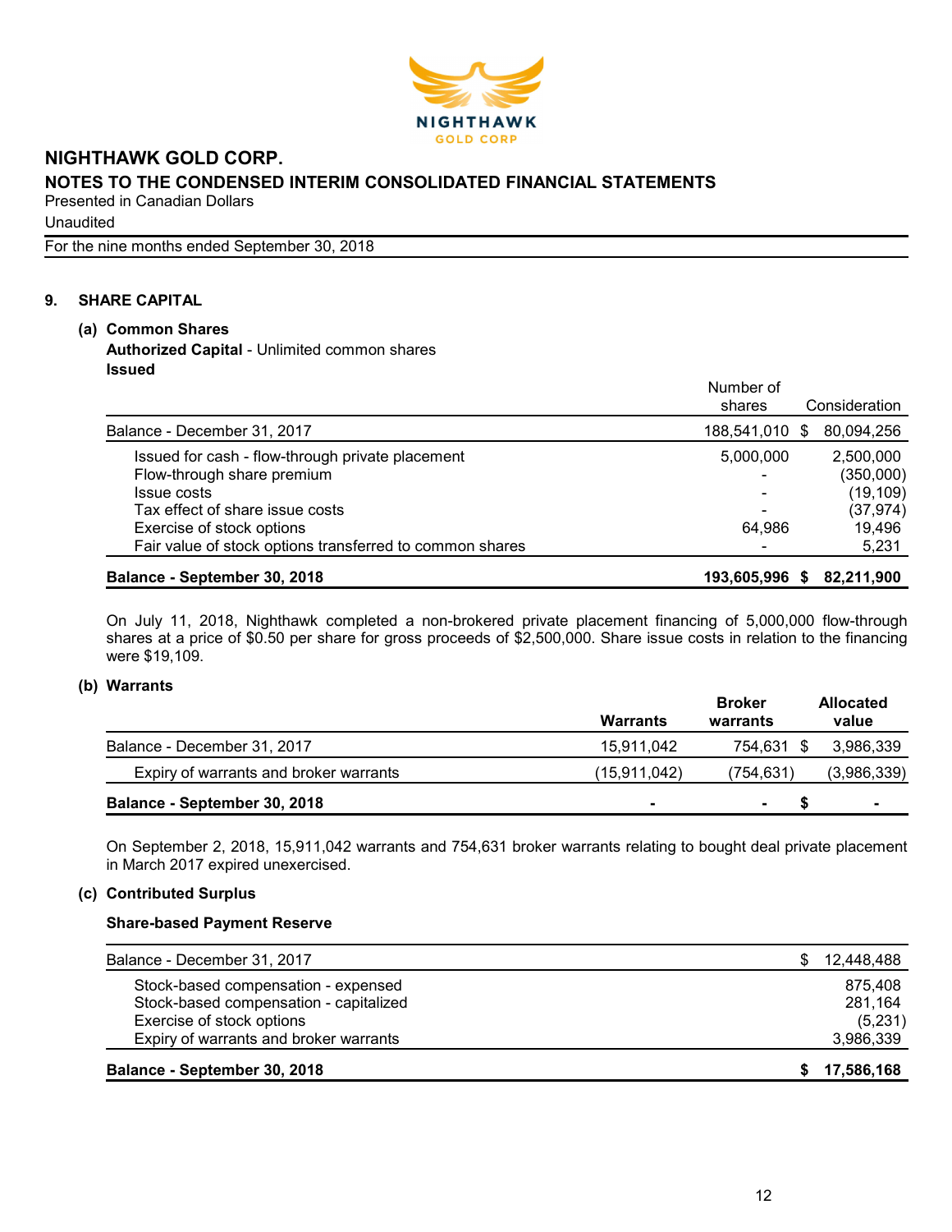# NIGHTHAWK GOLD CORP.

## NOTES TO THE CONDENSED INTERIM CONSOLIDATED FINANCIAL STATEMENTS

Presented in Canadian Dollars

Unaudited

For the nine months ended September 30, 2018

## 9. SHARE CAPITAL

### (a) Common Shares

**Authorized Capital** - Unlimited common shares

**Issued**

| | Number of shares | Consideration |
|---|---|---|
| Balance - December 31, 2017 | 188,541,010 | $ 80,094,256 |
| Issued for cash - flow-through private placement | 5,000,000 | 2,500,000 |
| Flow-through share premium | - | (350,000) |
| Issue costs | - | (19,109) |
| Tax effect of share issue costs | - | (37,974) |
| Exercise of stock options | 64,986 | 19,496 |
| Fair value of stock options transferred to common shares | - | 5,231 |
| **Balance - September 30, 2018** | **193,605,996** | **$ 82,211,900** |

On July 11, 2018, Nighthawk completed a non-brokered private placement financing of 5,000,000 flow-through shares at a price of $0.50 per share for gross proceeds of $2,500,000. Share issue costs in relation to the financing were $19,109.

### (b) Warrants

| | **Warrants** | **Broker warrants** | **Allocated value** |
|---|---|---|---|
| Balance - December 31, 2017 | 15,911,042 | 754,631 | $ 3,986,339 |
| Expiry of warrants and broker warrants | (15,911,042) | (754,631) | (3,986,339) |
| **Balance - September 30, 2018** | **-** | **-** | **$ -** |

On September 2, 2018, 15,911,042 warrants and 754,631 broker warrants relating to bought deal private placement in March 2017 expired unexercised.

### (c) Contributed Surplus

**Share-based Payment Reserve**

| | |
|---|---|
| Balance - December 31, 2017 | $ 12,448,488 |
| Stock-based compensation - expensed | 875,408 |
| Stock-based compensation - capitalized | 281,164 |
| Exercise of stock options | (5,231) |
| Expiry of warrants and broker warrants | 3,986,339 |
| **Balance - September 30, 2018** | **$ 17,586,168** |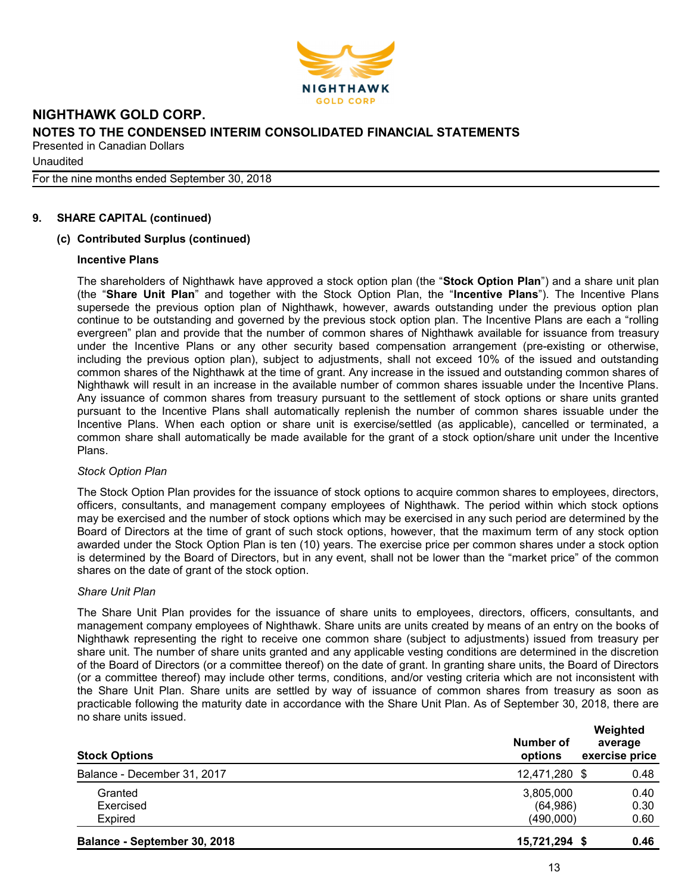## 9. SHARE CAPITAL (continued)

### (c) Contributed Surplus (continued)

**Incentive Plans**

The shareholders of Nighthawk have approved a stock option plan (the "**Stock Option Plan**") and a share unit plan (the "**Share Unit Plan**" and together with the Stock Option Plan, the "**Incentive Plans**"). The Incentive Plans supersede the previous option plan of Nighthawk, however, awards outstanding under the previous option plan continue to be outstanding and governed by the previous stock option plan. The Incentive Plans are each a "rolling evergreen" plan and provide that the number of common shares of Nighthawk available for issuance from treasury under the Incentive Plans or any other security based compensation arrangement (pre-existing or otherwise, including the previous option plan), subject to adjustments, shall not exceed 10% of the issued and outstanding common shares of the Nighthawk at the time of grant. Any increase in the issued and outstanding common shares of Nighthawk will result in an increase in the available number of common shares issuable under the Incentive Plans. Any issuance of common shares from treasury pursuant to the settlement of stock options or share units granted pursuant to the Incentive Plans shall automatically replenish the number of common shares issuable under the Incentive Plans. When each option or share unit is exercise/settled (as applicable), cancelled or terminated, a common share shall automatically be made available for the grant of a stock option/share unit under the Incentive Plans.

*Stock Option Plan*

The Stock Option Plan provides for the issuance of stock options to acquire common shares to employees, directors, officers, consultants, and management company employees of Nighthawk. The period within which stock options may be exercised and the number of stock options which may be exercised in any such period are determined by the Board of Directors at the time of grant of such stock options, however, that the maximum term of any stock option awarded under the Stock Option Plan is ten (10) years. The exercise price per common shares under a stock option is determined by the Board of Directors, but in any event, shall not be lower than the "market price" of the common shares on the date of grant of the stock option.

*Share Unit Plan*

The Share Unit Plan provides for the issuance of share units to employees, directors, officers, consultants, and management company employees of Nighthawk. Share units are units created by means of an entry on the books of Nighthawk representing the right to receive one common share (subject to adjustments) issued from treasury per share unit. The number of share units granted and any applicable vesting conditions are determined in the discretion of the Board of Directors (or a committee thereof) on the date of grant. In granting share units, the Board of Directors (or a committee thereof) may include other terms, conditions, and/or vesting criteria which are not inconsistent with the Share Unit Plan. Share units are settled by way of issuance of common shares from treasury as soon as practicable following the maturity date in accordance with the Share Unit Plan. As of September 30, 2018, there are no share units issued.

| **Stock Options** | **Number of options** | **Weighted average exercise price** |
|---|---|---|
| Balance - December 31, 2017 | 12,471,280 | $ 0.48 |
| Granted | 3,805,000 | 0.40 |
| Exercised | (64,986) | 0.30 |
| Expired | (490,000) | 0.60 |
| **Balance - September 30, 2018** | **15,721,294** | **$ 0.46** |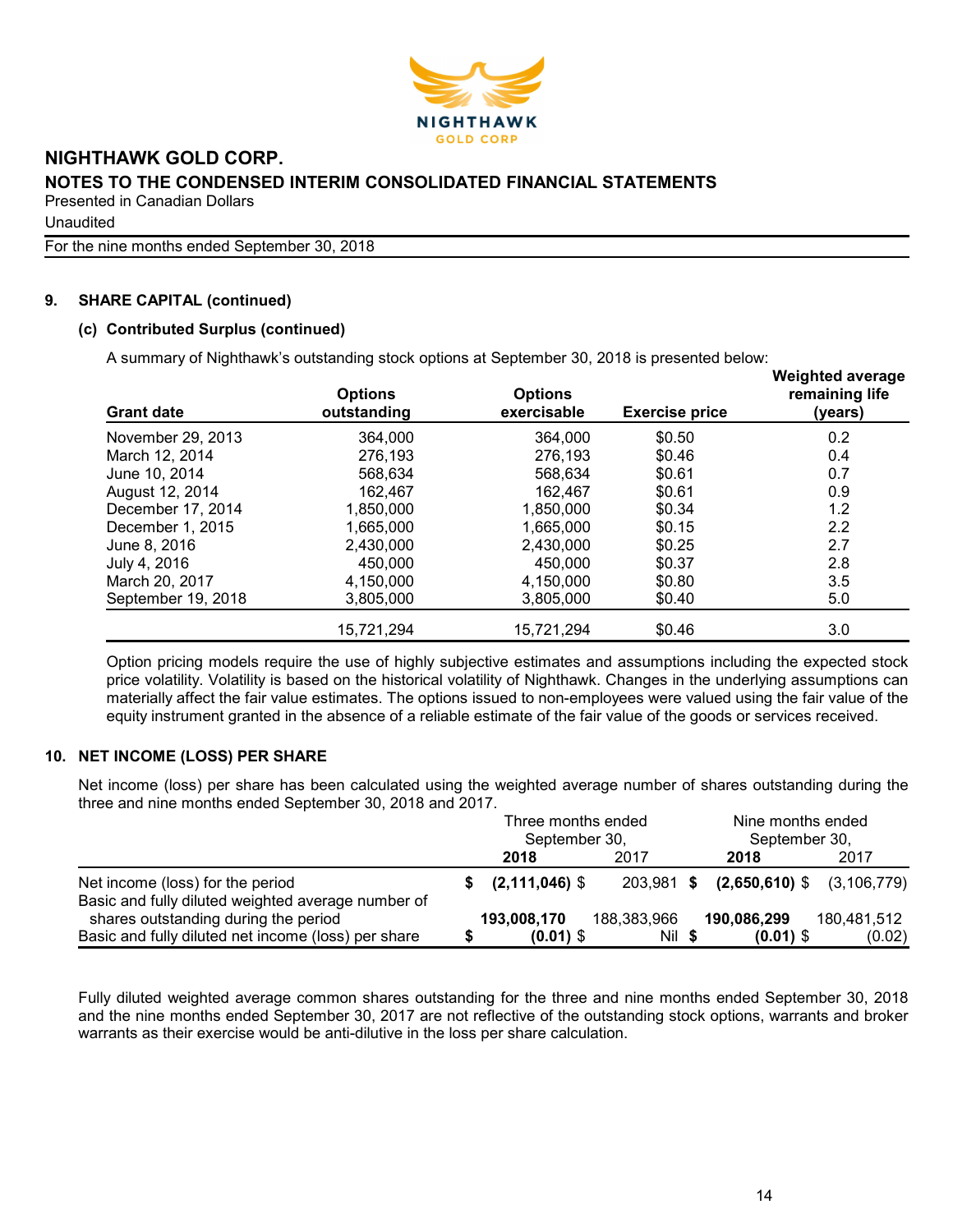## 9. SHARE CAPITAL (continued)

### (c) Contributed Surplus (continued)

A summary of Nighthawk's outstanding stock options at September 30, 2018 is presented below:

| Grant date | Options outstanding | Options exercisable | Exercise price | Weighted average remaining life (years) |
|---|---|---|---|---|
| November 29, 2013 | 364,000 | 364,000 | $0.50 | 0.2 |
| March 12, 2014 | 276,193 | 276,193 | $0.46 | 0.4 |
| June 10, 2014 | 568,634 | 568,634 | $0.61 | 0.7 |
| August 12, 2014 | 162,467 | 162,467 | $0.61 | 0.9 |
| December 17, 2014 | 1,850,000 | 1,850,000 | $0.34 | 1.2 |
| December 1, 2015 | 1,665,000 | 1,665,000 | $0.15 | 2.2 |
| June 8, 2016 | 2,430,000 | 2,430,000 | $0.25 | 2.7 |
| July 4, 2016 | 450,000 | 450,000 | $0.37 | 2.8 |
| March 20, 2017 | 4,150,000 | 4,150,000 | $0.80 | 3.5 |
| September 19, 2018 | 3,805,000 | 3,805,000 | $0.40 | 5.0 |
| | 15,721,294 | 15,721,294 | $0.46 | 3.0 |

Option pricing models require the use of highly subjective estimates and assumptions including the expected stock price volatility. Volatility is based on the historical volatility of Nighthawk. Changes in the underlying assumptions can materially affect the fair value estimates. The options issued to non-employees were valued using the fair value of the equity instrument granted in the absence of a reliable estimate of the fair value of the goods or services received.

## 10. NET INCOME (LOSS) PER SHARE

Net income (loss) per share has been calculated using the weighted average number of shares outstanding during the three and nine months ended September 30, 2018 and 2017.

| | Three months ended September 30, | | Nine months ended September 30, | |
|---|---|---|---|---|
| | **2018** | 2017 | **2018** | 2017 |
| Net income (loss) for the period | **$ (2,111,046)** | $ 203,981 | **$ (2,650,610)** | $ (3,106,779) |
| Basic and fully diluted weighted average number of shares outstanding during the period | **193,008,170** | 188,383,966 | **190,086,299** | 180,481,512 |
| Basic and fully diluted net income (loss) per share | **$ (0.01)** | $ Nil | **$ (0.01)** | $ (0.02) |

Fully diluted weighted average common shares outstanding for the three and nine months ended September 30, 2018 and the nine months ended September 30, 2017 are not reflective of the outstanding stock options, warrants and broker warrants as their exercise would be anti-dilutive in the loss per share calculation.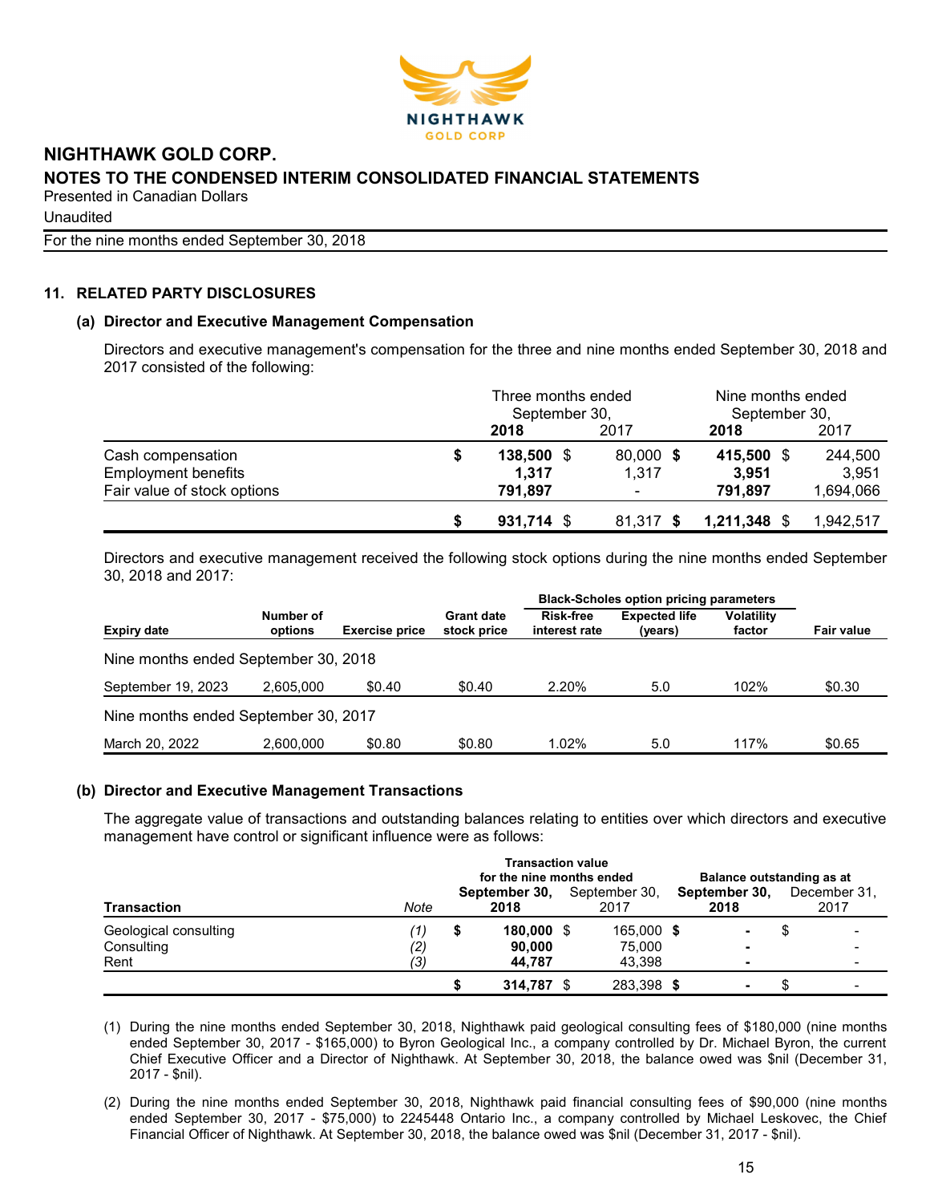# NIGHTHAWK GOLD CORP.

## NOTES TO THE CONDENSED INTERIM CONSOLIDATED FINANCIAL STATEMENTS

Presented in Canadian Dollars

Unaudited

For the nine months ended September 30, 2018

### 11. RELATED PARTY DISCLOSURES

#### (a) Director and Executive Management Compensation

Directors and executive management's compensation for the three and nine months ended September 30, 2018 and 2017 consisted of the following:

| | Three months ended September 30, | | Nine months ended September 30, | |
|---|---|---|---|---|
| | **2018** | 2017 | **2018** | 2017 |
| Cash compensation | **$ 138,500** | $ 80,000 | **$ 415,500** | $ 244,500 |
| Employment benefits | **1,317** | 1,317 | **3,951** | 3,951 |
| Fair value of stock options | **791,897** | - | **791,897** | 1,694,066 |
| | **$ 931,714** | $ 81,317 | **$ 1,211,348** | $ 1,942,517 |

Directors and executive management received the following stock options during the nine months ended September 30, 2018 and 2017:

| | | | | Black-Scholes option pricing parameters | | | |
|---|---|---|---|---|---|---|---|
| **Expiry date** | **Number of options** | **Exercise price** | **Grant date stock price** | **Risk-free interest rate** | **Expected life (years)** | **Volatility factor** | **Fair value** |
| Nine months ended September 30, 2018 | | | | | | | |
| September 19, 2023 | 2,605,000 | $0.40 | $0.40 | 2.20% | 5.0 | 102% | $0.30 |
| Nine months ended September 30, 2017 | | | | | | | |
| March 20, 2022 | 2,600,000 | $0.80 | $0.80 | 1.02% | 5.0 | 117% | $0.65 |

#### (b) Director and Executive Management Transactions

The aggregate value of transactions and outstanding balances relating to entities over which directors and executive management have control or significant influence were as follows:

| | | Transaction value for the nine months ended | | Balance outstanding as at | |
|---|---|---|---|---|---|
| **Transaction** | *Note* | **September 30, 2018** | September 30, 2017 | **September 30, 2018** | December 31, 2017 |
| Geological consulting | *(1)* | **$ 180,000** | $ 165,000 | **$ -** | $ - |
| Consulting | *(2)* | **90,000** | 75,000 | **-** | - |
| Rent | *(3)* | **44,787** | 43,398 | **-** | - |
| | | **$ 314,787** | $ 283,398 | **$ -** | $ - |

(1) During the nine months ended September 30, 2018, Nighthawk paid geological consulting fees of $180,000 (nine months ended September 30, 2017 - $165,000) to Byron Geological Inc., a company controlled by Dr. Michael Byron, the current Chief Executive Officer and a Director of Nighthawk. At September 30, 2018, the balance owed was $nil (December 31, 2017 - $nil).

(2) During the nine months ended September 30, 2018, Nighthawk paid financial consulting fees of $90,000 (nine months ended September 30, 2017 - $75,000) to 2245448 Ontario Inc., a company controlled by Michael Leskovec, the Chief Financial Officer of Nighthawk. At September 30, 2018, the balance owed was $nil (December 31, 2017 - $nil).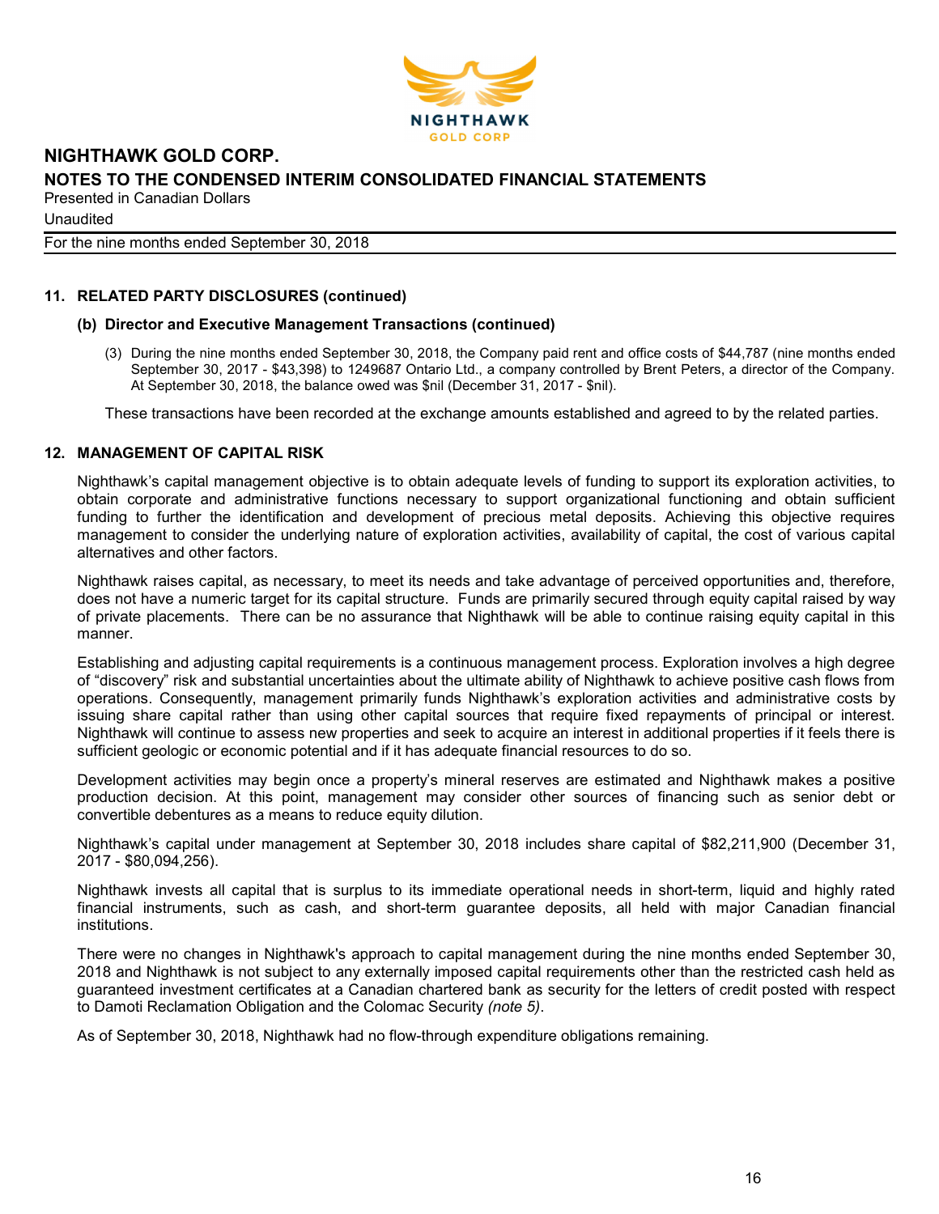## 11. RELATED PARTY DISCLOSURES (continued)

### (b) Director and Executive Management Transactions (continued)

(3) During the nine months ended September 30, 2018, the Company paid rent and office costs of $44,787 (nine months ended September 30, 2017 - $43,398) to 1249687 Ontario Ltd., a company controlled by Brent Peters, a director of the Company. At September 30, 2018, the balance owed was $nil (December 31, 2017 - $nil).

These transactions have been recorded at the exchange amounts established and agreed to by the related parties.

## 12. MANAGEMENT OF CAPITAL RISK

Nighthawk's capital management objective is to obtain adequate levels of funding to support its exploration activities, to obtain corporate and administrative functions necessary to support organizational functioning and obtain sufficient funding to further the identification and development of precious metal deposits. Achieving this objective requires management to consider the underlying nature of exploration activities, availability of capital, the cost of various capital alternatives and other factors.

Nighthawk raises capital, as necessary, to meet its needs and take advantage of perceived opportunities and, therefore, does not have a numeric target for its capital structure. Funds are primarily secured through equity capital raised by way of private placements. There can be no assurance that Nighthawk will be able to continue raising equity capital in this manner.

Establishing and adjusting capital requirements is a continuous management process. Exploration involves a high degree of "discovery" risk and substantial uncertainties about the ultimate ability of Nighthawk to achieve positive cash flows from operations. Consequently, management primarily funds Nighthawk's exploration activities and administrative costs by issuing share capital rather than using other capital sources that require fixed repayments of principal or interest. Nighthawk will continue to assess new properties and seek to acquire an interest in additional properties if it feels there is sufficient geologic or economic potential and if it has adequate financial resources to do so.

Development activities may begin once a property's mineral reserves are estimated and Nighthawk makes a positive production decision. At this point, management may consider other sources of financing such as senior debt or convertible debentures as a means to reduce equity dilution.

Nighthawk's capital under management at September 30, 2018 includes share capital of $82,211,900 (December 31, 2017 - $80,094,256).

Nighthawk invests all capital that is surplus to its immediate operational needs in short-term, liquid and highly rated financial instruments, such as cash, and short-term guarantee deposits, all held with major Canadian financial institutions.

There were no changes in Nighthawk's approach to capital management during the nine months ended September 30, 2018 and Nighthawk is not subject to any externally imposed capital requirements other than the restricted cash held as guaranteed investment certificates at a Canadian chartered bank as security for the letters of credit posted with respect to Damoti Reclamation Obligation and the Colomac Security *(note 5)*.

As of September 30, 2018, Nighthawk had no flow-through expenditure obligations remaining.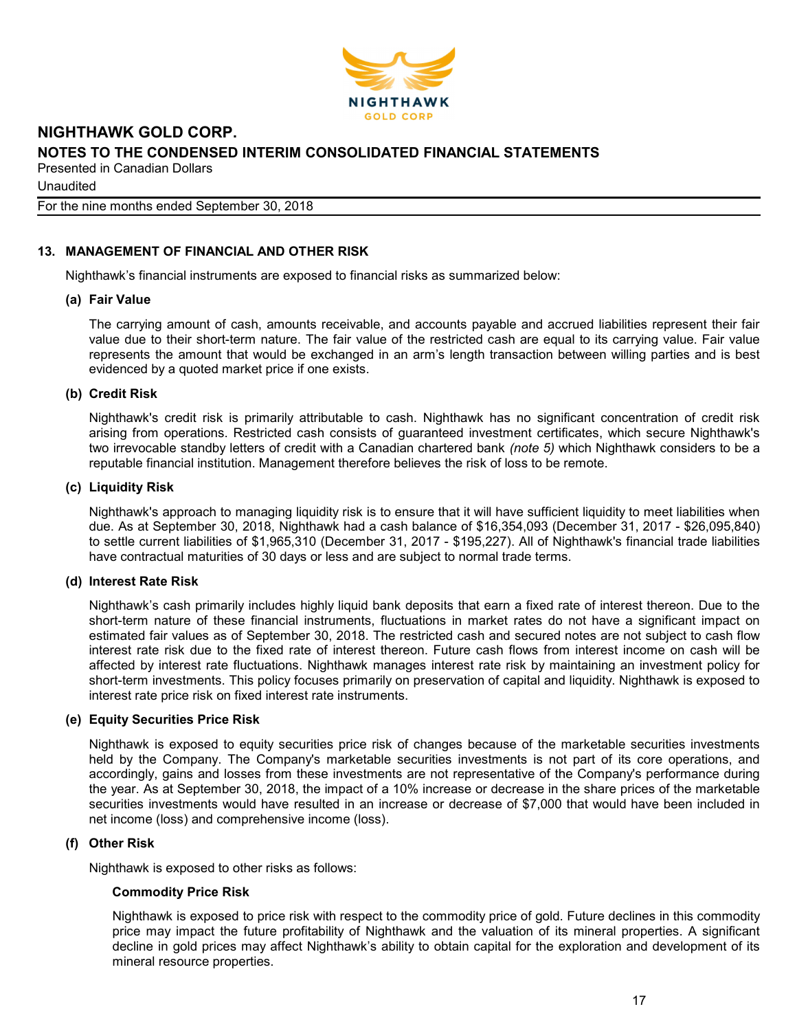## 13. MANAGEMENT OF FINANCIAL AND OTHER RISK

Nighthawk's financial instruments are exposed to financial risks as summarized below:

### (a) Fair Value

The carrying amount of cash, amounts receivable, and accounts payable and accrued liabilities represent their fair value due to their short-term nature. The fair value of the restricted cash are equal to its carrying value. Fair value represents the amount that would be exchanged in an arm's length transaction between willing parties and is best evidenced by a quoted market price if one exists.

### (b) Credit Risk

Nighthawk's credit risk is primarily attributable to cash. Nighthawk has no significant concentration of credit risk arising from operations. Restricted cash consists of guaranteed investment certificates, which secure Nighthawk's two irrevocable standby letters of credit with a Canadian chartered bank *(note 5)* which Nighthawk considers to be a reputable financial institution. Management therefore believes the risk of loss to be remote.

### (c) Liquidity Risk

Nighthawk's approach to managing liquidity risk is to ensure that it will have sufficient liquidity to meet liabilities when due. As at September 30, 2018, Nighthawk had a cash balance of $16,354,093 (December 31, 2017 - $26,095,840) to settle current liabilities of $1,965,310 (December 31, 2017 - $195,227). All of Nighthawk's financial trade liabilities have contractual maturities of 30 days or less and are subject to normal trade terms.

### (d) Interest Rate Risk

Nighthawk's cash primarily includes highly liquid bank deposits that earn a fixed rate of interest thereon. Due to the short-term nature of these financial instruments, fluctuations in market rates do not have a significant impact on estimated fair values as of September 30, 2018. The restricted cash and secured notes are not subject to cash flow interest rate risk due to the fixed rate of interest thereon. Future cash flows from interest income on cash will be affected by interest rate fluctuations. Nighthawk manages interest rate risk by maintaining an investment policy for short-term investments. This policy focuses primarily on preservation of capital and liquidity. Nighthawk is exposed to interest rate price risk on fixed interest rate instruments.

### (e) Equity Securities Price Risk

Nighthawk is exposed to equity securities price risk of changes because of the marketable securities investments held by the Company. The Company's marketable securities investments is not part of its core operations, and accordingly, gains and losses from these investments are not representative of the Company's performance during the year. As at September 30, 2018, the impact of a 10% increase or decrease in the share prices of the marketable securities investments would have resulted in an increase or decrease of $7,000 that would have been included in net income (loss) and comprehensive income (loss).

### (f) Other Risk

Nighthawk is exposed to other risks as follows:

**Commodity Price Risk**

Nighthawk is exposed to price risk with respect to the commodity price of gold. Future declines in this commodity price may impact the future profitability of Nighthawk and the valuation of its mineral properties. A significant decline in gold prices may affect Nighthawk's ability to obtain capital for the exploration and development of its mineral resource properties.